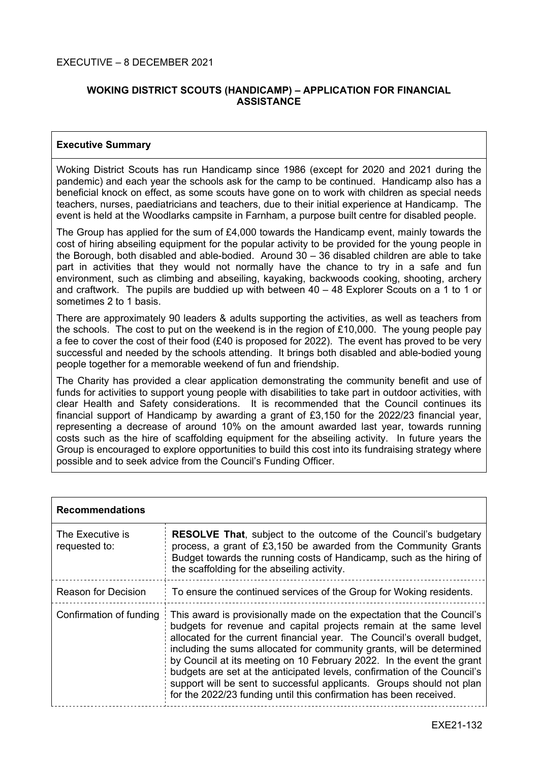EXECUTIVE – 8 DECEMBER 2021

## WOKING DISTRICT SCOUTS (HANDICAMP) – APPLICATION FOR FINANCIAL ASSISTANCE

### Executive Summary

Woking District Scouts has run Handicamp since 1986 (except for 2020 and 2021 during the pandemic) and each year the schools ask for the camp to be continued. Handicamp also has a beneficial knock on effect, as some scouts have gone on to work with children as special needs teachers, nurses, paediatricians and teachers, due to their initial experience at Handicamp. The event is held at the Woodlarks campsite in Farnham, a purpose built centre for disabled people.

The Group has applied for the sum of £4,000 towards the Handicamp event, mainly towards the cost of hiring abseiling equipment for the popular activity to be provided for the young people in the Borough, both disabled and able-bodied. Around 30 – 36 disabled children are able to take part in activities that they would not normally have the chance to try in a safe and fun environment, such as climbing and abseiling, kayaking, backwoods cooking, shooting, archery and craftwork. The pupils are buddied up with between 40 – 48 Explorer Scouts on a 1 to 1 or sometimes 2 to 1 basis.

There are approximately 90 leaders & adults supporting the activities, as well as teachers from the schools. The cost to put on the weekend is in the region of £10,000. The young people pay a fee to cover the cost of their food (£40 is proposed for 2022). The event has proved to be very successful and needed by the schools attending. It brings both disabled and able-bodied young people together for a memorable weekend of fun and friendship.

The Charity has provided a clear application demonstrating the community benefit and use of funds for activities to support young people with disabilities to take part in outdoor activities, with clear Health and Safety considerations. It is recommended that the Council continues its financial support of Handicamp by awarding a grant of £3,150 for the 2022/23 financial year, representing a decrease of around 10% on the amount awarded last year, towards running costs such as the hire of scaffolding equipment for the abseiling activity. In future years the Group is encouraged to explore opportunities to build this cost into its fundraising strategy where possible and to seek advice from the Council's Funding Officer.

### Recommendations

| | |
|---|---|
| The Executive is requested to: | **RESOLVE That**, subject to the outcome of the Council's budgetary process, a grant of £3,150 be awarded from the Community Grants Budget towards the running costs of Handicamp, such as the hiring of the scaffolding for the abseiling activity. |
| Reason for Decision | To ensure the continued services of the Group for Woking residents. |
| Confirmation of funding | This award is provisionally made on the expectation that the Council's budgets for revenue and capital projects remain at the same level allocated for the current financial year. The Council's overall budget, including the sums allocated for community grants, will be determined by Council at its meeting on 10 February 2022. In the event the grant budgets are set at the anticipated levels, confirmation of the Council's support will be sent to successful applicants. Groups should not plan for the 2022/23 funding until this confirmation has been received. |

EXE21-132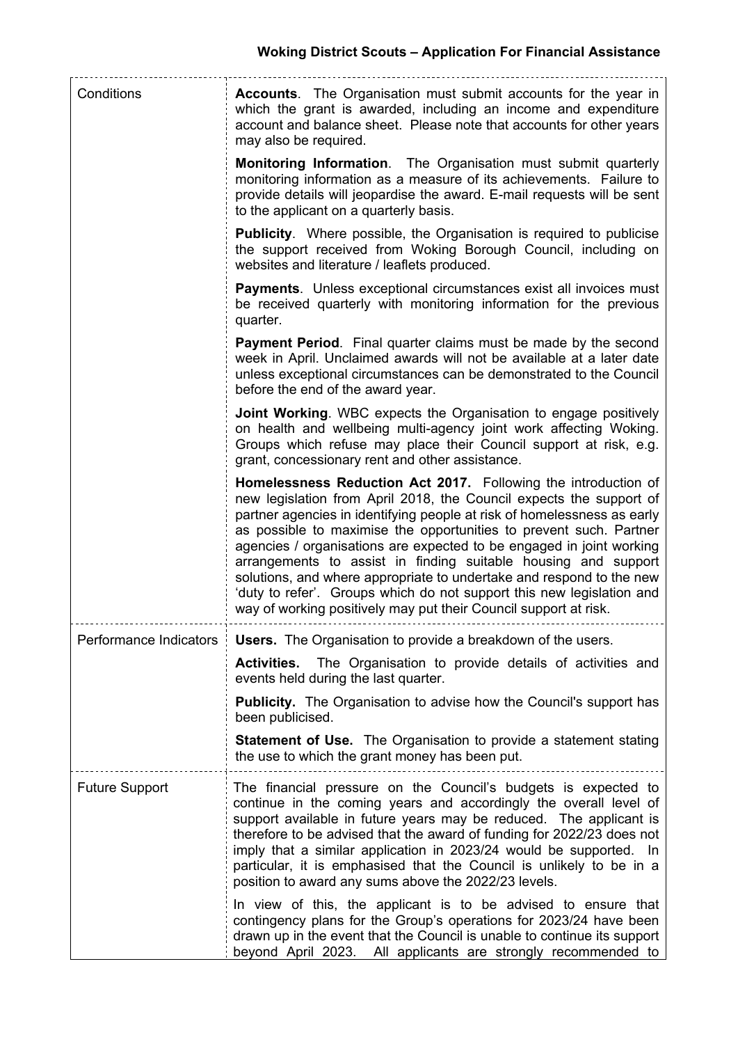| | |
|---|---|
| Conditions | **Accounts**. The Organisation must submit accounts for the year in which the grant is awarded, including an income and expenditure account and balance sheet. Please note that accounts for other years may also be required.<br><br>**Monitoring Information**. The Organisation must submit quarterly monitoring information as a measure of its achievements. Failure to provide details will jeopardise the award. E-mail requests will be sent to the applicant on a quarterly basis.<br><br>**Publicity**. Where possible, the Organisation is required to publicise the support received from Woking Borough Council, including on websites and literature / leaflets produced.<br><br>**Payments**. Unless exceptional circumstances exist all invoices must be received quarterly with monitoring information for the previous quarter.<br><br>**Payment Period**. Final quarter claims must be made by the second week in April. Unclaimed awards will not be available at a later date unless exceptional circumstances can be demonstrated to the Council before the end of the award year.<br><br>**Joint Working**. WBC expects the Organisation to engage positively on health and wellbeing multi-agency joint work affecting Woking. Groups which refuse may place their Council support at risk, e.g. grant, concessionary rent and other assistance.<br><br>**Homelessness Reduction Act 2017.** Following the introduction of new legislation from April 2018, the Council expects the support of partner agencies in identifying people at risk of homelessness as early as possible to maximise the opportunities to prevent such. Partner agencies / organisations are expected to be engaged in joint working arrangements to assist in finding suitable housing and support solutions, and where appropriate to undertake and respond to the new 'duty to refer'. Groups which do not support this new legislation and way of working positively may put their Council support at risk. |
| Performance Indicators | **Users.** The Organisation to provide a breakdown of the users.<br><br>**Activities.** The Organisation to provide details of activities and events held during the last quarter.<br><br>**Publicity.** The Organisation to advise how the Council's support has been publicised.<br><br>**Statement of Use.** The Organisation to provide a statement stating the use to which the grant money has been put. |
| Future Support | The financial pressure on the Council's budgets is expected to continue in the coming years and accordingly the overall level of support available in future years may be reduced. The applicant is therefore to be advised that the award of funding for 2022/23 does not imply that a similar application in 2023/24 would be supported. In particular, it is emphasised that the Council is unlikely to be in a position to award any sums above the 2022/23 levels.<br><br>In view of this, the applicant is to be advised to ensure that contingency plans for the Group's operations for 2023/24 have been drawn up in the event that the Council is unable to continue its support beyond April 2023. All applicants are strongly recommended to |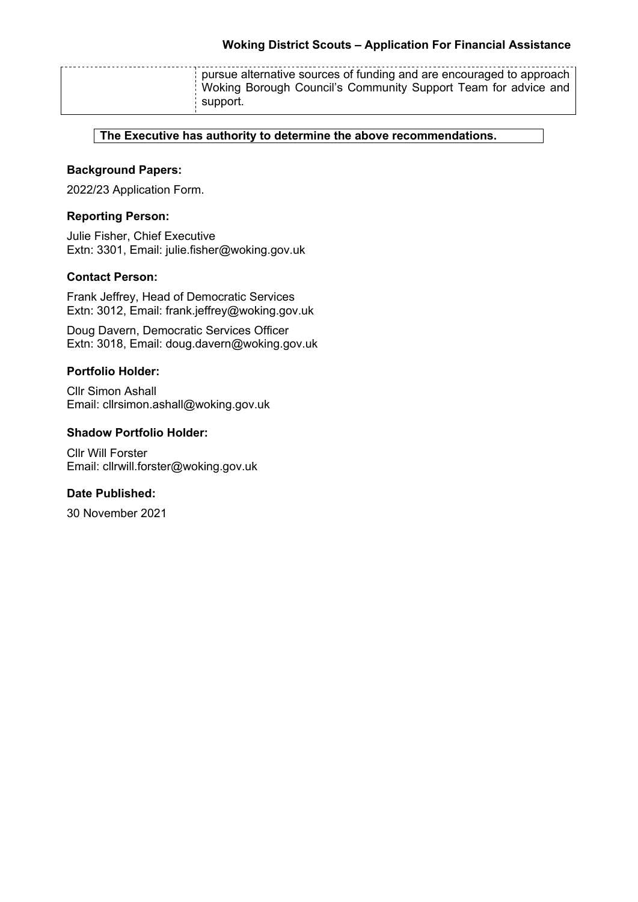| | pursue alternative sources of funding and are encouraged to approach Woking Borough Council's Community Support Team for advice and support. |
|---|---|

**The Executive has authority to determine the above recommendations.**

### Background Papers:

2022/23 Application Form.

### Reporting Person:

Julie Fisher, Chief Executive
Extn: 3301, Email: julie.fisher@woking.gov.uk

### Contact Person:

Frank Jeffrey, Head of Democratic Services
Extn: 3012, Email: frank.jeffrey@woking.gov.uk

Doug Davern, Democratic Services Officer
Extn: 3018, Email: doug.davern@woking.gov.uk

### Portfolio Holder:

Cllr Simon Ashall
Email: cllrsimon.ashall@woking.gov.uk

### Shadow Portfolio Holder:

Cllr Will Forster
Email: cllrwill.forster@woking.gov.uk

### Date Published:

30 November 2021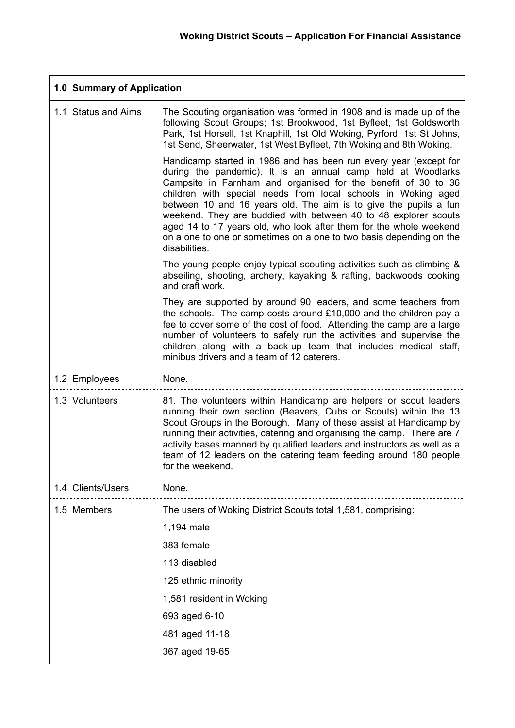**Woking District Scouts – Application For Financial Assistance**

| **1.0 Summary of Application** | |
|---|---|
| 1.1 Status and Aims | The Scouting organisation was formed in 1908 and is made up of the following Scout Groups; 1st Brookwood, 1st Byfleet, 1st Goldsworth Park, 1st Horsell, 1st Knaphill, 1st Old Woking, Pyrford, 1st St Johns, 1st Send, Sheerwater, 1st West Byfleet, 7th Woking and 8th Woking.<br><br>Handicamp started in 1986 and has been run every year (except for during the pandemic). It is an annual camp held at Woodlarks Campsite in Farnham and organised for the benefit of 30 to 36 children with special needs from local schools in Woking aged between 10 and 16 years old. The aim is to give the pupils a fun weekend. They are buddied with between 40 to 48 explorer scouts aged 14 to 17 years old, who look after them for the whole weekend on a one to one or sometimes on a one to two basis depending on the disabilities.<br><br>The young people enjoy typical scouting activities such as climbing & abseiling, shooting, archery, kayaking & rafting, backwoods cooking and craft work.<br><br>They are supported by around 90 leaders, and some teachers from the schools. The camp costs around £10,000 and the children pay a fee to cover some of the cost of food. Attending the camp are a large number of volunteers to safely run the activities and supervise the children along with a back-up team that includes medical staff, minibus drivers and a team of 12 caterers. |
| 1.2 Employees | None. |
| 1.3 Volunteers | 81. The volunteers within Handicamp are helpers or scout leaders running their own section (Beavers, Cubs or Scouts) within the 13 Scout Groups in the Borough. Many of these assist at Handicamp by running their activities, catering and organising the camp. There are 7 activity bases manned by qualified leaders and instructors as well as a team of 12 leaders on the catering team feeding around 180 people for the weekend. |
| 1.4 Clients/Users | None. |
| 1.5 Members | The users of Woking District Scouts total 1,581, comprising:<br><br>1,194 male<br><br>383 female<br><br>113 disabled<br><br>125 ethnic minority<br><br>1,581 resident in Woking<br><br>693 aged 6-10<br><br>481 aged 11-18<br><br>367 aged 19-65 |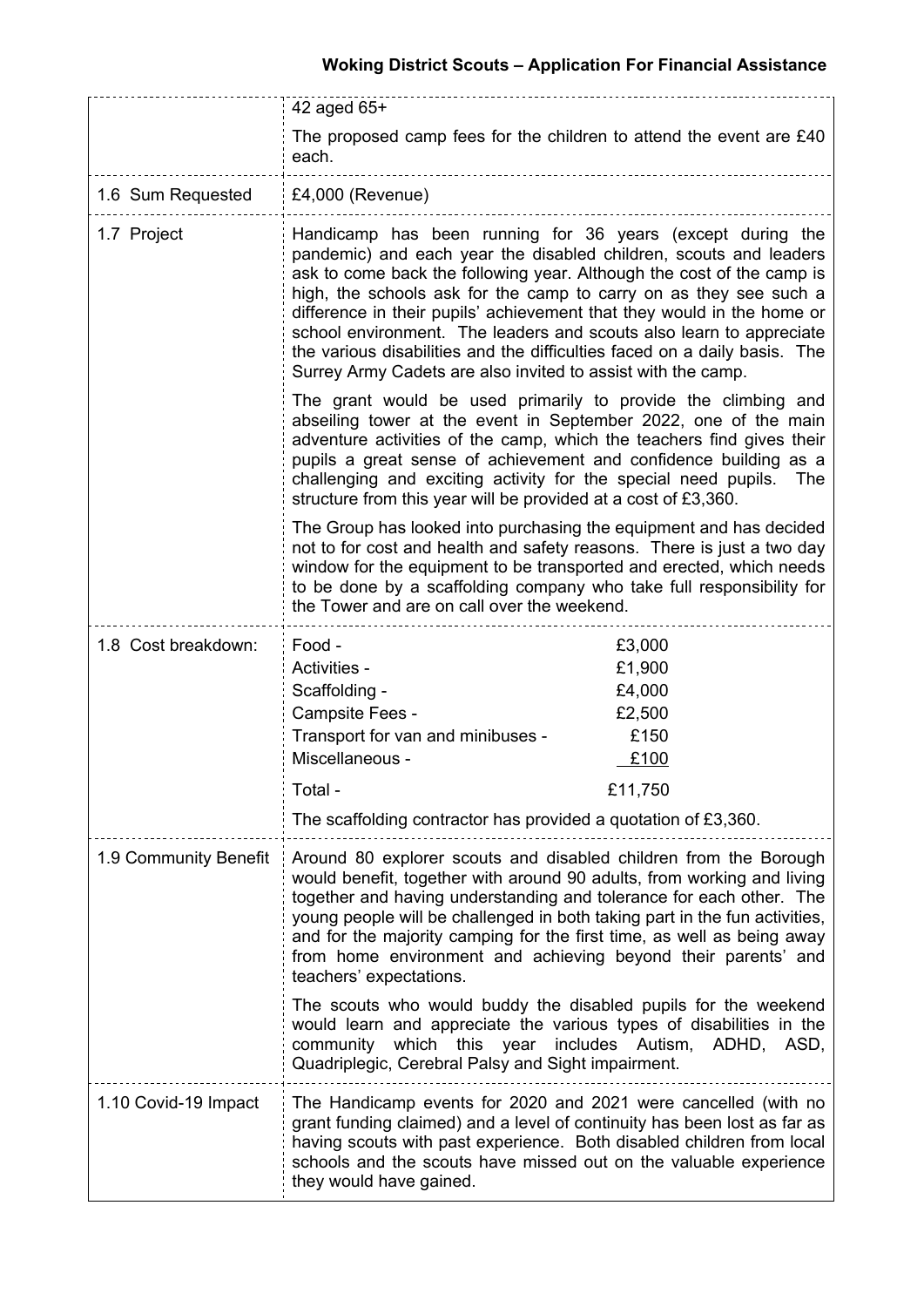| | |
|---|---|
| | 42 aged 65+<br><br>The proposed camp fees for the children to attend the event are £40 each. |
| 1.6 Sum Requested | £4,000 (Revenue) |
| 1.7 Project | Handicamp has been running for 36 years (except during the pandemic) and each year the disabled children, scouts and leaders ask to come back the following year. Although the cost of the camp is high, the schools ask for the camp to carry on as they see such a difference in their pupils' achievement that they would in the home or school environment. The leaders and scouts also learn to appreciate the various disabilities and the difficulties faced on a daily basis. The Surrey Army Cadets are also invited to assist with the camp.<br><br>The grant would be used primarily to provide the climbing and abseiling tower at the event in September 2022, one of the main adventure activities of the camp, which the teachers find gives their pupils a great sense of achievement and confidence building as a challenging and exciting activity for the special need pupils. The structure from this year will be provided at a cost of £3,360.<br><br>The Group has looked into purchasing the equipment and has decided not to for cost and health and safety reasons. There is just a two day window for the equipment to be transported and erected, which needs to be done by a scaffolding company who take full responsibility for the Tower and are on call over the weekend. |
| 1.8 Cost breakdown: | Food - £3,000<br>Activities - £1,900<br>Scaffolding - £4,000<br>Campsite Fees - £2,500<br>Transport for van and minibuses - £150<br>Miscellaneous - £100<br><br>Total - £11,750<br><br>The scaffolding contractor has provided a quotation of £3,360. |
| 1.9 Community Benefit | Around 80 explorer scouts and disabled children from the Borough would benefit, together with around 90 adults, from working and living together and having understanding and tolerance for each other. The young people will be challenged in both taking part in the fun activities, and for the majority camping for the first time, as well as being away from home environment and achieving beyond their parents' and teachers' expectations.<br><br>The scouts who would buddy the disabled pupils for the weekend would learn and appreciate the various types of disabilities in the community which this year includes Autism, ADHD, ASD, Quadriplegic, Cerebral Palsy and Sight impairment. |
| 1.10 Covid-19 Impact | The Handicamp events for 2020 and 2021 were cancelled (with no grant funding claimed) and a level of continuity has been lost as far as having scouts with past experience. Both disabled children from local schools and the scouts have missed out on the valuable experience they would have gained. |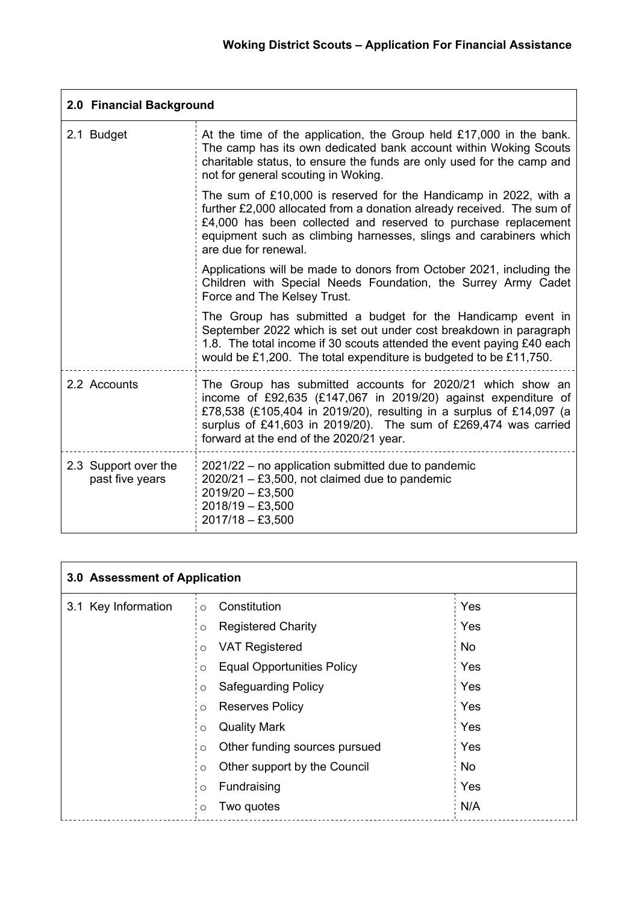| 2.0 Financial Background | |
|---|---|
| 2.1 Budget | At the time of the application, the Group held £17,000 in the bank. The camp has its own dedicated bank account within Woking Scouts charitable status, to ensure the funds are only used for the camp and not for general scouting in Woking.<br><br>The sum of £10,000 is reserved for the Handicamp in 2022, with a further £2,000 allocated from a donation already received. The sum of £4,000 has been collected and reserved to purchase replacement equipment such as climbing harnesses, slings and carabiners which are due for renewal.<br><br>Applications will be made to donors from October 2021, including the Children with Special Needs Foundation, the Surrey Army Cadet Force and The Kelsey Trust.<br><br>The Group has submitted a budget for the Handicamp event in September 2022 which is set out under cost breakdown in paragraph 1.8. The total income if 30 scouts attended the event paying £40 each would be £1,200. The total expenditure is budgeted to be £11,750. |
| 2.2 Accounts | The Group has submitted accounts for 2020/21 which show an income of £92,635 (£147,067 in 2019/20) against expenditure of £78,538 (£105,404 in 2019/20), resulting in a surplus of £14,097 (a surplus of £41,603 in 2019/20). The sum of £269,474 was carried forward at the end of the 2020/21 year. |
| 2.3 Support over the past five years | 2021/22 – no application submitted due to pandemic<br>2020/21 – £3,500, not claimed due to pandemic<br>2019/20 – £3,500<br>2018/19 – £3,500<br>2017/18 – £3,500 |

| 3.0 Assessment of Application | | |
|---|---|---|
| 3.1 Key Information | Constitution | Yes |
| | Registered Charity | Yes |
| | VAT Registered | No |
| | Equal Opportunities Policy | Yes |
| | Safeguarding Policy | Yes |
| | Reserves Policy | Yes |
| | Quality Mark | Yes |
| | Other funding sources pursued | Yes |
| | Other support by the Council | No |
| | Fundraising | Yes |
| | Two quotes | N/A |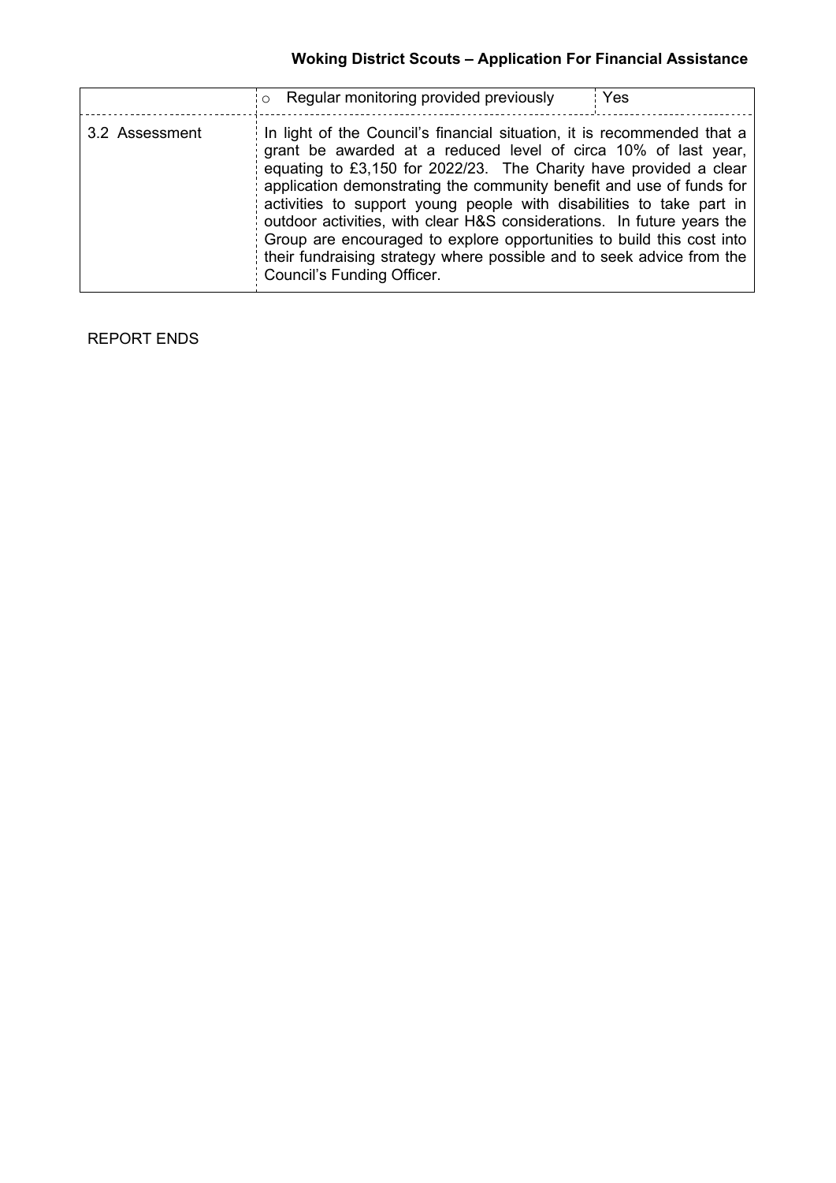| | | |
|---|---|---|
| | o Regular monitoring provided previously | Yes |
| 3.2 Assessment | In light of the Council's financial situation, it is recommended that a grant be awarded at a reduced level of circa 10% of last year, equating to £3,150 for 2022/23. The Charity have provided a clear application demonstrating the community benefit and use of funds for activities to support young people with disabilities to take part in outdoor activities, with clear H&S considerations. In future years the Group are encouraged to explore opportunities to build this cost into their fundraising strategy where possible and to seek advice from the Council's Funding Officer. | |

REPORT ENDS